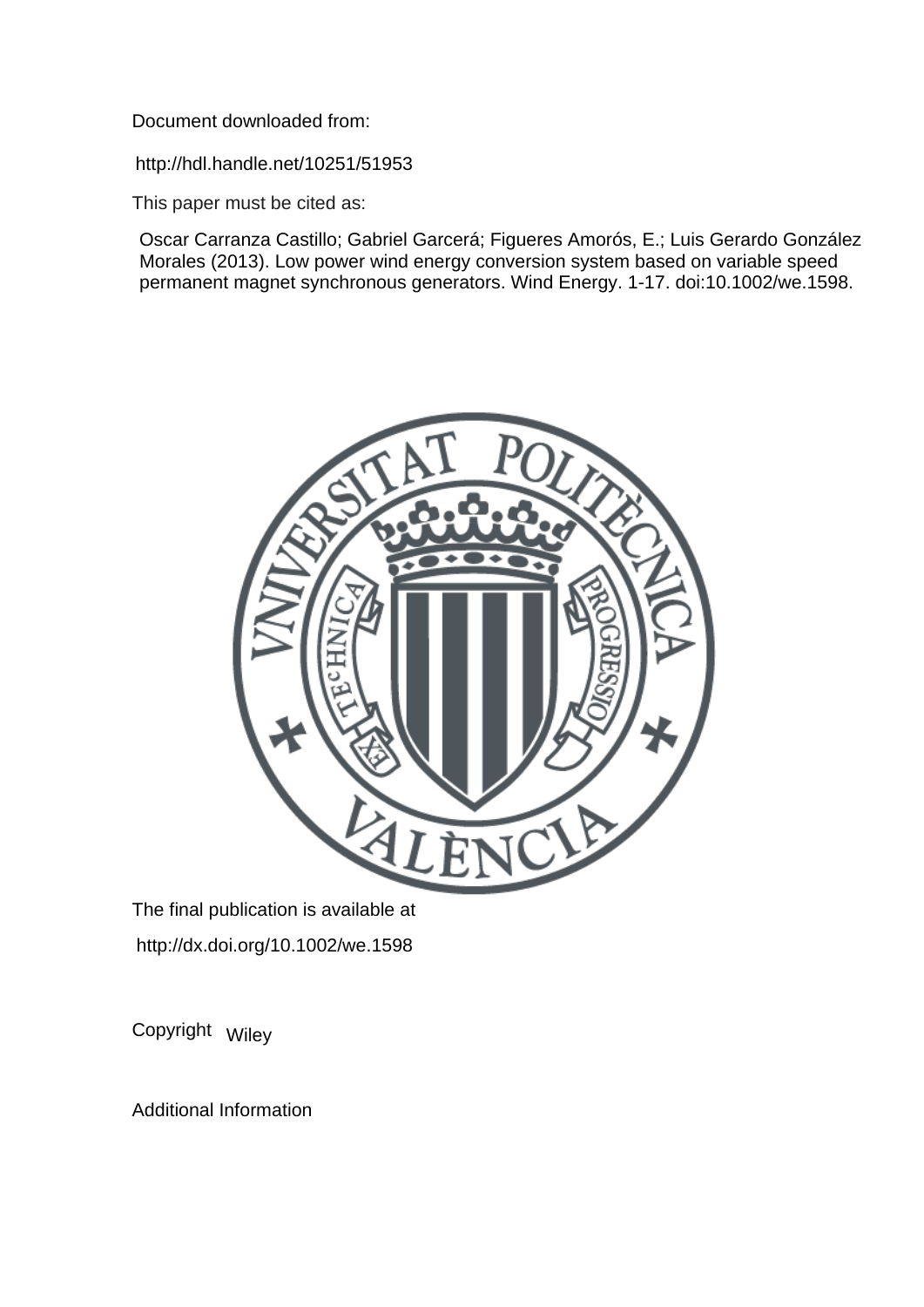Document downloaded from:

http://hdl.handle.net/10251/51953

This paper must be cited as:

Oscar Carranza Castillo; Gabriel Garcerá; Figueres Amorós, E.; Luis Gerardo González Morales (2013). Low power wind energy conversion system based on variable speed permanent magnet synchronous generators. Wind Energy. 1-17. doi:10.1002/we.1598.

The final publication is available at

http://dx.doi.org/10.1002/we.1598

Copyright Wiley

Additional Information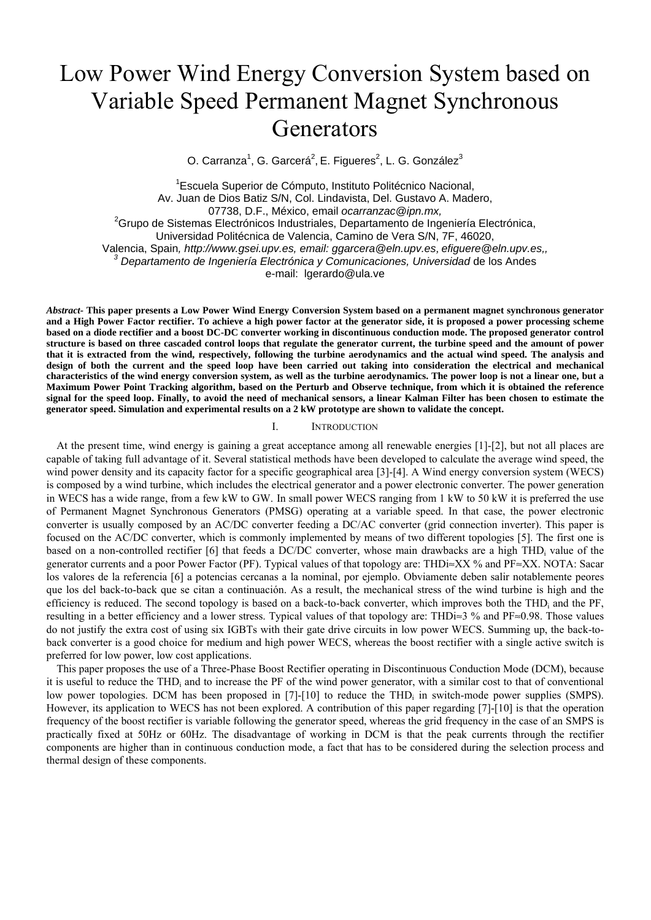# Low Power Wind Energy Conversion System based on Variable Speed Permanent Magnet Synchronous Generators

O. Carranza[1], G. Garcerá[2], E. Figueres[2], L. G. González[3]

[1]Escuela Superior de Cómputo, Instituto Politécnico Nacional,
Av. Juan de Dios Batiz S/N, Col. Lindavista, Del. Gustavo A. Madero,
07738, D.F., México, email *ocarranzac@ipn.mx,*
[2]Grupo de Sistemas Electrónicos Industriales, Departamento de Ingeniería Electrónica,
Universidad Politécnica de Valencia, Camino de Vera S/N, 7F, 46020,
Valencia, Spain*, http://www.gsei.upv.es, email: ggarcera@eln.upv.es, efiguere@eln.upv.es,,*
[3] *Departamento de Ingeniería Electrónica y Comunicaciones, Universidad* de los Andes
e-mail: lgerardo@ula.ve

***Abstract-*** **This paper presents a Low Power Wind Energy Conversion System based on a permanent magnet synchronous generator and a High Power Factor rectifier. To achieve a high power factor at the generator side, it is proposed a power processing scheme based on a diode rectifier and a boost DC-DC converter working in discontinuous conduction mode. The proposed generator control structure is based on three cascaded control loops that regulate the generator current, the turbine speed and the amount of power that it is extracted from the wind, respectively, following the turbine aerodynamics and the actual wind speed. The analysis and design of both the current and the speed loop have been carried out taking into consideration the electrical and mechanical characteristics of the wind energy conversion system, as well as the turbine aerodynamics. The power loop is not a linear one, but a Maximum Power Point Tracking algorithm, based on the Perturb and Observe technique, from which it is obtained the reference signal for the speed loop. Finally, to avoid the need of mechanical sensors, a linear Kalman Filter has been chosen to estimate the generator speed. Simulation and experimental results on a 2 kW prototype are shown to validate the concept.**

## I. INTRODUCTION

At the present time, wind energy is gaining a great acceptance among all renewable energies [1]-[2], but not all places are capable of taking full advantage of it. Several statistical methods have been developed to calculate the average wind speed, the wind power density and its capacity factor for a specific geographical area [3]-[4]. A Wind energy conversion system (WECS) is composed by a wind turbine, which includes the electrical generator and a power electronic converter. The power generation in WECS has a wide range, from a few kW to GW. In small power WECS ranging from 1 kW to 50 kW it is preferred the use of Permanent Magnet Synchronous Generators (PMSG) operating at a variable speed. In that case, the power electronic converter is usually composed by an AC/DC converter feeding a DC/AC converter (grid connection inverter). This paper is focused on the AC/DC converter, which is commonly implemented by means of two different topologies [5]. The first one is based on a non-controlled rectifier [6] that feeds a DC/DC converter, whose main drawbacks are a high $THD_i$ value of the generator currents and a poor Power Factor (PF). Typical values of that topology are: THDi≈XX % and PF≈XX. NOTA: Sacar los valores de la referencia [6] a potencias cercanas a la nominal, por ejemplo. Obviamente deben salir notablemente peores que los del back-to-back que se citan a continuación. As a result, the mechanical stress of the wind turbine is high and the efficiency is reduced. The second topology is based on a back-to-back converter, which improves both the $THD_i$ and the PF, resulting in a better efficiency and a lower stress. Typical values of that topology are: THDi≈3 % and PF≈0.98. Those values do not justify the extra cost of using six IGBTs with their gate drive circuits in low power WECS. Summing up, the back-to-back converter is a good choice for medium and high power WECS, whereas the boost rectifier with a single active switch is preferred for low power, low cost applications.

This paper proposes the use of a Three-Phase Boost Rectifier operating in Discontinuous Conduction Mode (DCM), because it is useful to reduce the $THD_i$ and to increase the PF of the wind power generator, with a similar cost to that of conventional low power topologies. DCM has been proposed in [7]-[10] to reduce the $THD_i$ in switch-mode power supplies (SMPS). However, its application to WECS has not been explored. A contribution of this paper regarding [7]-[10] is that the operation frequency of the boost rectifier is variable following the generator speed, whereas the grid frequency in the case of an SMPS is practically fixed at 50Hz or 60Hz. The disadvantage of working in DCM is that the peak currents through the rectifier components are higher than in continuous conduction mode, a fact that has to be considered during the selection process and thermal design of these components.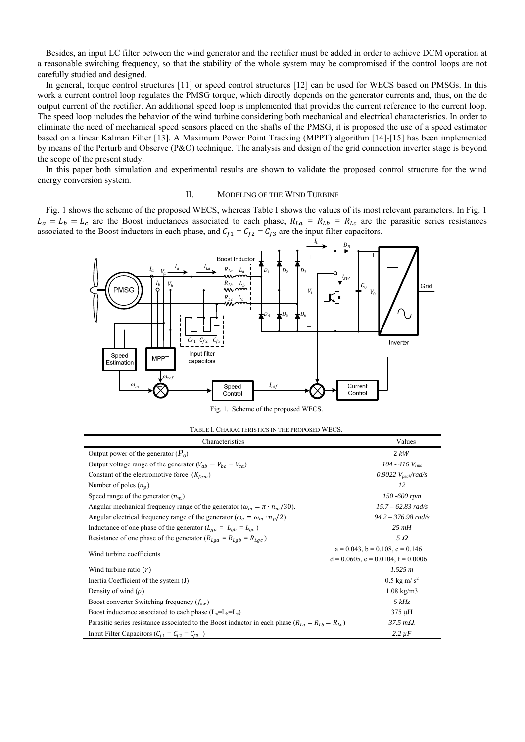Besides, an input LC filter between the wind generator and the rectifier must be added in order to achieve DCM operation at a reasonable switching frequency, so that the stability of the whole system may be compromised if the control loops are not carefully studied and designed.

In general, torque control structures [11] or speed control structures [12] can be used for WECS based on PMSGs. In this work a current control loop regulates the PMSG torque, which directly depends on the generator currents and, thus, on the dc output current of the rectifier. An additional speed loop is implemented that provides the current reference to the current loop. The speed loop includes the behavior of the wind turbine considering both mechanical and electrical characteristics. In order to eliminate the need of mechanical speed sensors placed on the shafts of the PMSG, it is proposed the use of a speed estimator based on a linear Kalman Filter [13]. A Maximum Power Point Tracking (MPPT) algorithm [14]-[15] has been implemented by means of the Perturb and Observe (P&O) technique. The analysis and design of the grid connection inverter stage is beyond the scope of the present study.

In this paper both simulation and experimental results are shown to validate the proposed control structure for the wind energy conversion system.

## II. Modeling of the Wind Turbine

Fig. 1 shows the scheme of the proposed WECS, whereas Table I shows the values of its most relevant parameters. In Fig. 1 $L_a = L_b = L_c$ are the Boost inductances associated to each phase, $R_{La} = R_{Lb} = R_{Lc}$ are the parasitic series resistances associated to the Boost inductors in each phase, and $C_{f1} = C_{f2} = C_{f3}$ are the input filter capacitors.

Fig. 1. Scheme of the proposed WECS.

TABLE I. Characteristics in the proposed WECS.

| Characteristics | Values |
|---|---|
| Output power of the generator ($P_o$) | 2 *kW* |
| Output voltage range of the generator ($V_{ab} = V_{bc} = V_{ca}$) | *104 - 416* $V_{rms}$ |
| Constant of the electromotive force ($K_{fem}$) | *0.9022* $V_{peak}$*/rad/s* |
| Number of poles ($n_p$) | *12* |
| Speed range of the generator ($n_m$) | *150 -600 rpm* |
| Angular mechanical frequency range of the generator ($\omega_m = \pi \cdot n_m/30$). | *15.7 – 62.83 rad/s* |
| Angular electrical frequency range of the generator ($\omega_e = \omega_m \cdot n_p/2$) | *94.2 – 376.98 rad/s* |
| Inductance of one phase of the generator ($L_{ga} = L_{gb} = L_{gc}$) | *25 mH* |
| Resistance of one phase of the generator ($R_{Lga} = R_{Lgb} = R_{Lgc}$) | *5 Ω* |
| Wind turbine coefficients | a = 0.043, b = 0.108, c = 0.146<br>d = 0.0605, e = 0.0104, f = 0.0006 |
| Wind turbine ratio ($r$) | *1.525 m* |
| Inertia Coefficient of the system (J) | 0.5 kg m/ $s^2$ |
| Density of wind ($\rho$) | 1.08 kg/m3 |
| Boost converter Switching frequency ($f_{sw}$) | *5 kHz* |
| Boost inductance associated to each phase ($L_a$=$L_b$=$L_c$) | 375 µH |
| Parasitic series resistance associated to the Boost inductor in each phase ($R_{La} = R_{Lb} = R_{Lc}$) | *37.5 mΩ.* |
| Input Filter Capacitors ($C_{f1} = C_{f2} = C_{f3}$ ) | *2.2 µF* |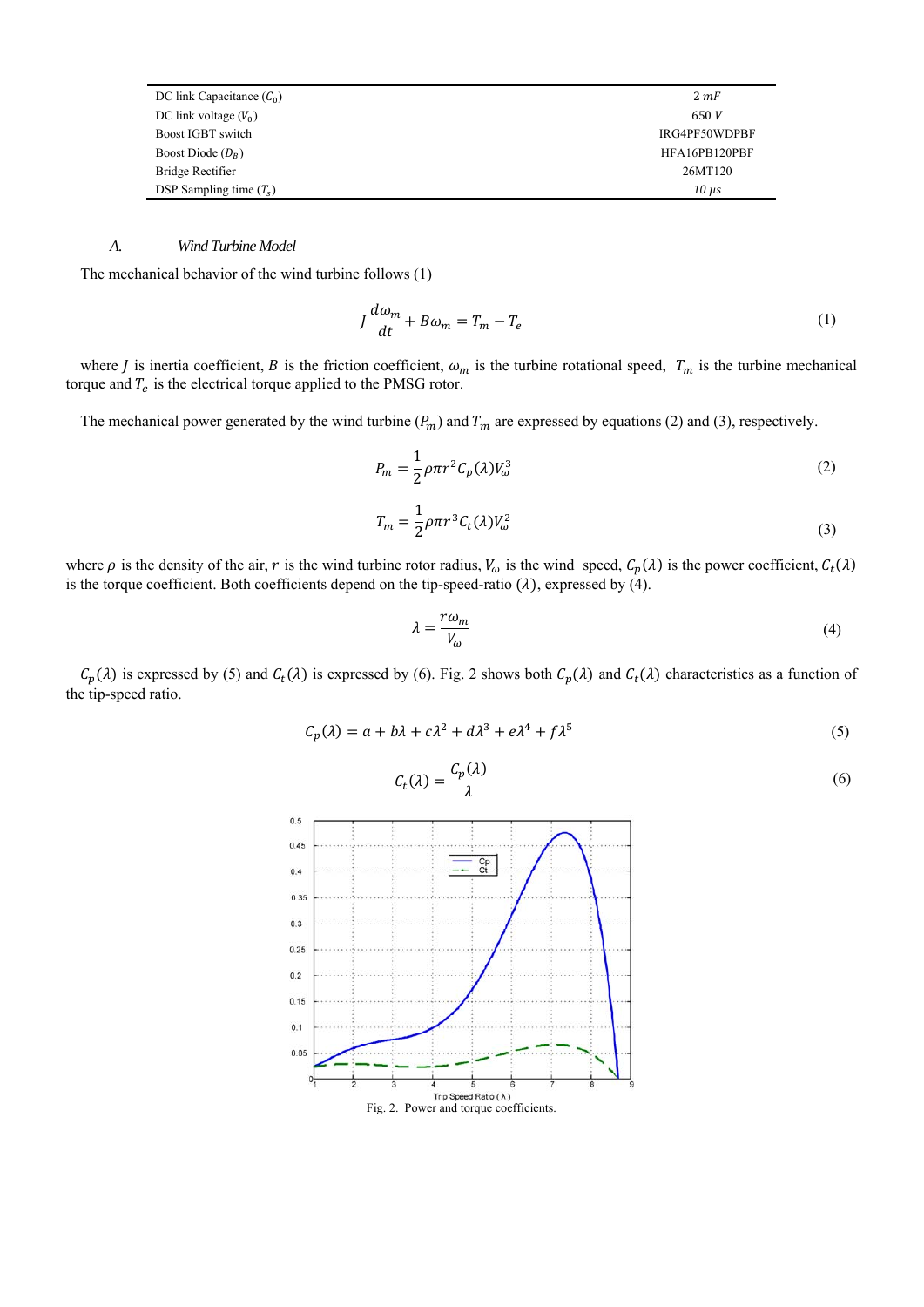| | |
|---|---|
| DC link Capacitance ($C_0$) | $2\ mF$ |
| DC link voltage ($V_0$) | $650\ V$ |
| Boost IGBT switch | IRG4PF50WDPBF |
| Boost Diode ($D_B$) | HFA16PB120PBF |
| Bridge Rectifier | 26MT120 |
| DSP Sampling time ($T_s$) | $10\ \mu s$ |

### A. *Wind Turbine Model*

The mechanical behavior of the wind turbine follows (1)

$$J\frac{d\omega_m}{dt} + B\omega_m = T_m - T_e \tag{1}$$

where $J$ is inertia coefficient, $B$ is the friction coefficient, $\omega_m$ is the turbine rotational speed, $T_m$ is the turbine mechanical torque and $T_e$ is the electrical torque applied to the PMSG rotor.

The mechanical power generated by the wind turbine ($P_m$) and $T_m$ are expressed by equations (2) and (3), respectively.

$$P_m = \frac{1}{2}\rho\pi r^2 C_p(\lambda)V_\omega^3 \tag{2}$$

$$T_m = \frac{1}{2}\rho\pi r^3 C_t(\lambda)V_\omega^2 \tag{3}$$

where $\rho$ is the density of the air, $r$ is the wind turbine rotor radius, $V_\omega$ is the wind speed, $C_p(\lambda)$ is the power coefficient, $C_t(\lambda)$ is the torque coefficient. Both coefficients depend on the tip-speed-ratio ($\lambda$), expressed by (4).

$$\lambda = \frac{r\omega_m}{V_\omega} \tag{4}$$

$C_p(\lambda)$ is expressed by (5) and $C_t(\lambda)$ is expressed by (6). Fig. 2 shows both $C_p(\lambda)$ and $C_t(\lambda)$ characteristics as a function of the tip-speed ratio.

$$C_p(\lambda) = a + b\lambda + c\lambda^2 + d\lambda^3 + e\lambda^4 + f\lambda^5 \tag{5}$$

$$C_t(\lambda) = \frac{C_p(\lambda)}{\lambda} \tag{6}$$

Fig. 2. Power and torque coefficients.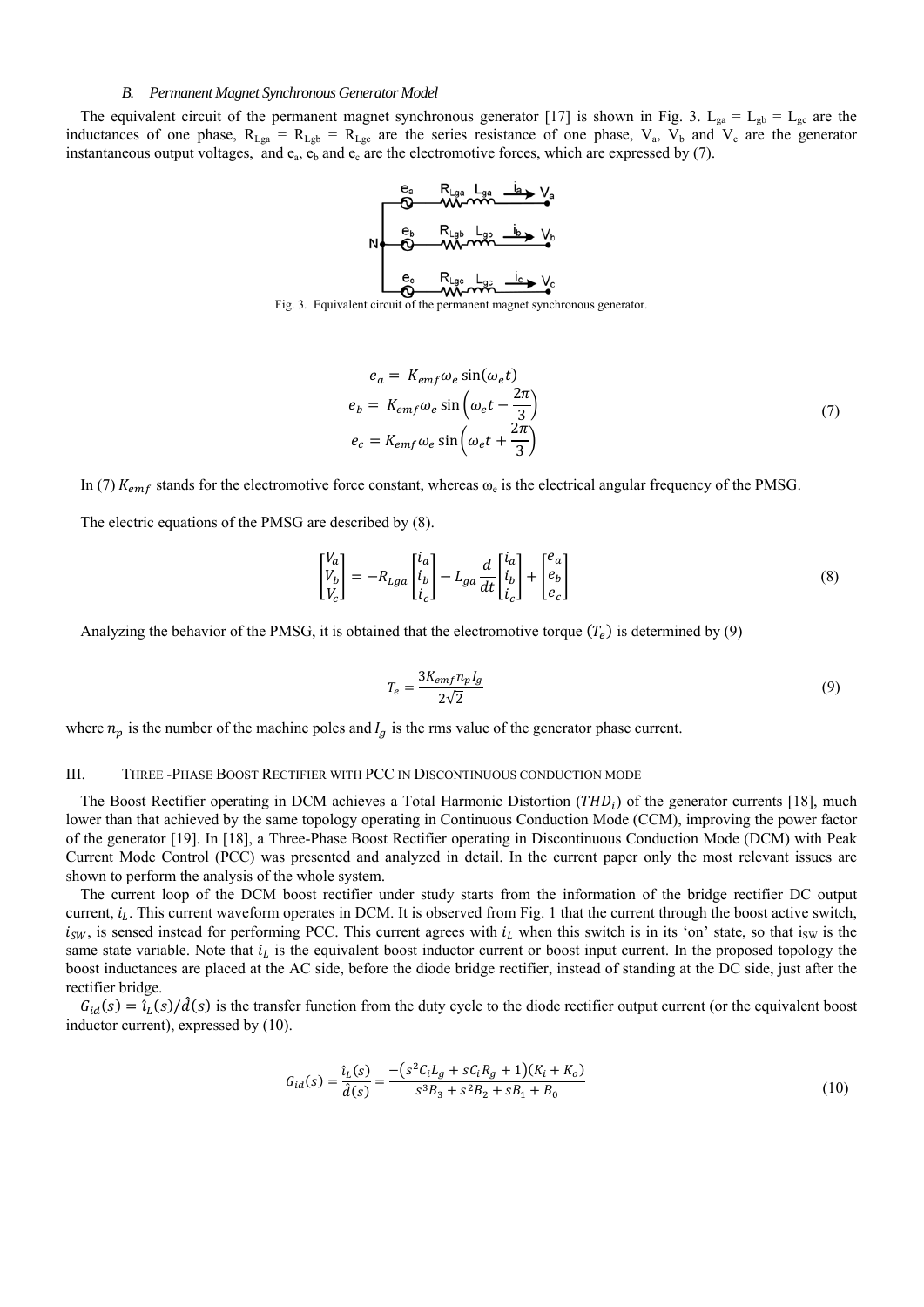### B. Permanent Magnet Synchronous Generator Model

The equivalent circuit of the permanent magnet synchronous generator [17] is shown in Fig. 3. $L_{ga} = L_{gb} = L_{gc}$ are the inductances of one phase, $R_{Lga} = R_{Lgb} = R_{Lgc}$ are the series resistance of one phase, $V_a$, $V_b$ and $V_c$ are the generator instantaneous output voltages, and $e_a$, $e_b$ and $e_c$ are the electromotive forces, which are expressed by (7).

Fig. 3. Equivalent circuit of the permanent magnet synchronous generator.

$$
\begin{aligned}
e_a &= K_{emf}\omega_e \sin(\omega_e t) \\
e_b &= K_{emf}\omega_e \sin\left(\omega_e t - \frac{2\pi}{3}\right) \\
e_c &= K_{emf}\omega_e \sin\left(\omega_e t + \frac{2\pi}{3}\right)
\end{aligned}
\tag{7}
$$

In (7) $K_{emf}$ stands for the electromotive force constant, whereas $\omega_e$ is the electrical angular frequency of the PMSG.

The electric equations of the PMSG are described by (8).

$$
\begin{bmatrix} V_a \\ V_b \\ V_c \end{bmatrix} = -R_{Lga}\begin{bmatrix} i_a \\ i_b \\ i_c \end{bmatrix} - L_{ga}\frac{d}{dt}\begin{bmatrix} i_a \\ i_b \\ i_c \end{bmatrix} + \begin{bmatrix} e_a \\ e_b \\ e_c \end{bmatrix}
\tag{8}
$$

Analyzing the behavior of the PMSG, it is obtained that the electromotive torque ($T_e$) is determined by (9)

$$
T_e = \frac{3K_{emf}n_p I_g}{2\sqrt{2}}
\tag{9}
$$

where $n_p$ is the number of the machine poles and $I_g$ is the rms value of the generator phase current.

## III. Three-Phase Boost Rectifier with PCC in Discontinuous Conduction Mode

The Boost Rectifier operating in DCM achieves a Total Harmonic Distortion ($THD_i$) of the generator currents [18], much lower than that achieved by the same topology operating in Continuous Conduction Mode (CCM), improving the power factor of the generator [19]. In [18], a Three-Phase Boost Rectifier operating in Discontinuous Conduction Mode (DCM) with Peak Current Mode Control (PCC) was presented and analyzed in detail. In the current paper only the most relevant issues are shown to perform the analysis of the whole system.

The current loop of the DCM boost rectifier under study starts from the information of the bridge rectifier DC output current, $i_L$. This current waveform operates in DCM. It is observed from Fig. 1 that the current through the boost active switch, $i_{SW}$, is sensed instead for performing PCC. This current agrees with $i_L$ when this switch is in its 'on' state, so that $i_{SW}$ is the same state variable. Note that $i_L$ is the equivalent boost inductor current or boost input current. In the proposed topology the boost inductances are placed at the AC side, before the diode bridge rectifier, instead of standing at the DC side, just after the rectifier bridge.

$G_{id}(s) = \hat{\imath}_L(s)/\hat{d}(s)$ is the transfer function from the duty cycle to the diode rectifier output current (or the equivalent boost inductor current), expressed by (10).

$$
G_{id}(s) = \frac{\hat{\imath}_L(s)}{\hat{d}(s)} = \frac{-\left(s^2 C_i L_g + s C_i R_g + 1\right)(K_i + K_o)}{s^3 B_3 + s^2 B_2 + s B_1 + B_0}
\tag{10}
$$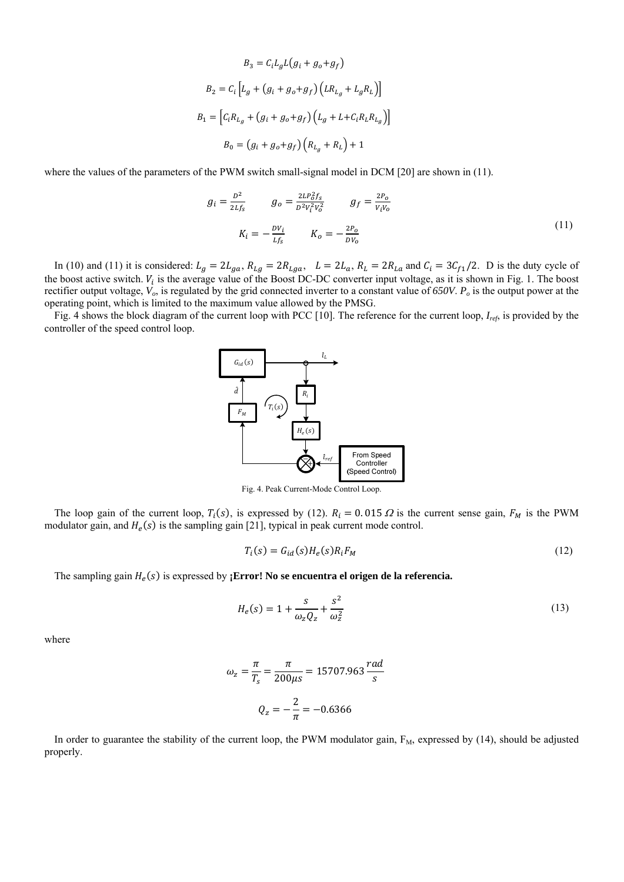$$B_3 = C_i L_g L (g_i + g_o + g_f)$$

$$B_2 = C_i \left[L_g + (g_i + g_o + g_f)\left(L R_{L_g} + L_g R_L\right)\right]$$

$$B_1 = \left[C_i R_{L_g} + (g_i + g_o + g_f)\left(L_g + L + C_i R_L R_{L_g}\right)\right]$$

$$B_0 = (g_i + g_o + g_f)\left(R_{L_g} + R_L\right) + 1$$

where the values of the parameters of the PWM switch small-signal model in DCM [20] are shown in (11).

$$g_i = \frac{D^2}{2Lf_S} \qquad g_o = \frac{2LP_o^2 f_S}{D^2 V_i^2 V_o^2} \qquad g_f = \frac{2P_o}{V_i V_o}$$

$$K_i = -\frac{DV_i}{Lf_S} \qquad K_o = -\frac{2P_o}{DV_o} \tag{11}$$

In (10) and (11) it is considered: $L_g = 2L_{ga}$, $R_{Lg} = 2R_{Lga}$, $L = 2L_a$, $R_L = 2R_{La}$ and $C_i = 3C_{f1}/2$. D is the duty cycle of the boost active switch. $V_i$ is the average value of the Boost DC-DC converter input voltage, as it is shown in Fig. 1. The boost rectifier output voltage, $V_o$, is regulated by the grid connected inverter to a constant value of *650V*. $P_o$ is the output power at the operating point, which is limited to the maximum value allowed by the PMSG.

Fig. 4 shows the block diagram of the current loop with PCC [10]. The reference for the current loop, $I_{ref}$, is provided by the controller of the speed control loop.

Fig. 4. Peak Current-Mode Control Loop.

The loop gain of the current loop, $T_i(s)$, is expressed by (12). $R_i = 0.015\ \Omega$ is the current sense gain, $F_M$ is the PWM modulator gain, and $H_e(s)$ is the sampling gain [21], typical in peak current mode control.

$$T_i(s) = G_{id}(s) H_e(s) R_i F_M \tag{12}$$

The sampling gain $H_e(s)$ is expressed by **¡Error! No se encuentra el origen de la referencia.**

$$H_e(s) = 1 + \frac{s}{\omega_z Q_z} + \frac{s^2}{\omega_z^2} \tag{13}$$

where

$$\omega_z = \frac{\pi}{T_s} = \frac{\pi}{200\mu s} = 15707.963\,\frac{rad}{s}$$

$$Q_z = -\frac{2}{\pi} = -0.6366$$

In order to guarantee the stability of the current loop, the PWM modulator gain, $F_M$, expressed by (14), should be adjusted properly.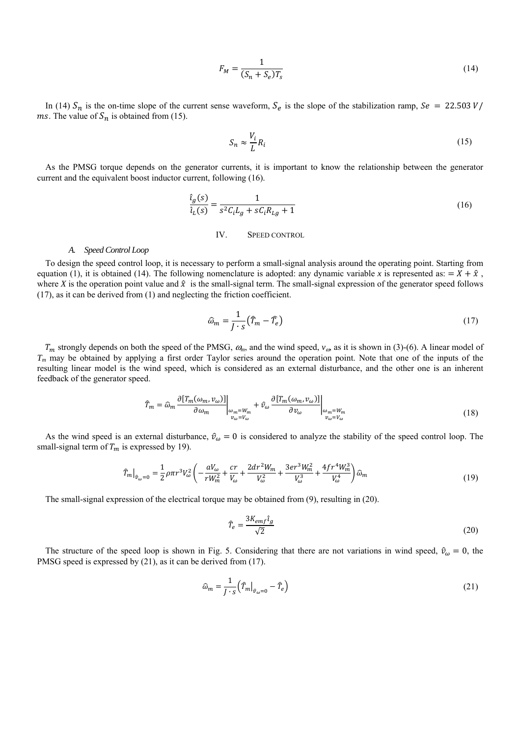$$F_M = \frac{1}{(S_n + S_e)T_s} \tag{14}$$

In (14) $S_n$ is the on-time slope of the current sense waveform, $S_e$ is the slope of the stabilization ramp, $Se = 22.503\ V/ms$. The value of $S_n$ is obtained from (15).

$$S_n \approx \frac{V_i}{L} R_i \tag{15}$$

As the PMSG torque depends on the generator currents, it is important to know the relationship between the generator current and the equivalent boost inductor current, following (16).

$$\frac{\hat{\imath}_g(s)}{\hat{\imath}_L(s)} = \frac{1}{s^2 C_i L_g + s C_i R_{Lg} + 1} \tag{16}$$

## IV. Speed Control

### A. *Speed Control Loop*

To design the speed control loop, it is necessary to perform a small-signal analysis around the operating point. Starting from equation (1), it is obtained (14). The following nomenclature is adopted: any dynamic variable $x$ is represented as: $= X + \hat{x}$ , where $X$ is the operation point value and $\hat{x}$ is the small-signal term. The small-signal expression of the generator speed follows (17), as it can be derived from (1) and neglecting the friction coefficient.

$$\widehat{\omega}_m = \frac{1}{J \cdot s}\left(\widehat{T}_m - \widehat{T}_e\right) \tag{17}$$

$T_m$ strongly depends on both the speed of the PMSG, $\omega_m$, and the wind speed, $v_\omega$, as it is shown in (3)-(6). A linear model of $T_m$ may be obtained by applying a first order Taylor series around the operation point. Note that one of the inputs of the resulting linear model is the wind speed, which is considered as an external disturbance, and the other one is an inherent feedback of the generator speed.

$$\widehat{T}_m = \widehat{\omega}_m \left.\frac{\partial[T_m(\omega_m, v_\omega)]}{\partial \omega_m}\right|_{\substack{\omega_m = W_m \\ v_\omega = V_\omega}} + \hat{v}_\omega \left.\frac{\partial[T_m(\omega_m, v_\omega)]}{\partial v_\omega}\right|_{\substack{\omega_m = W_m \\ v_\omega = V_\omega}} \tag{18}$$

As the wind speed is an external disturbance, $\hat{v}_\omega = 0$ is considered to analyze the stability of the speed control loop. The small-signal term of $T_m$ is expressed by 19).

$$\left.\widehat{T}_m\right|_{\hat{v}_\omega = 0} = \frac{1}{2}\rho\pi r^3 V_\omega^2 \left(-\frac{aV_\omega}{rW_m^2} + \frac{cr}{V_\omega} + \frac{2dr^2 W_m}{V_\omega^2} + \frac{3er^3 W_m^2}{V_\omega^3} + \frac{4fr^4 W_m^3}{V_\omega^4}\right)\widehat{\omega}_m \tag{19}$$

The small-signal expression of the electrical torque may be obtained from (9), resulting in (20).

$$\widehat{T}_e = \frac{3K_{emf}\hat{\imath}_g}{\sqrt{2}} \tag{20}$$

The structure of the speed loop is shown in Fig. 5. Considering that there are not variations in wind speed, $\hat{v}_\omega = 0$, the PMSG speed is expressed by (21), as it can be derived from (17).

$$\widehat{\omega}_m = \frac{1}{J \cdot s}\left(\left.\widehat{T}_m\right|_{\hat{v}_\omega = 0} - \widehat{T}_e\right) \tag{21}$$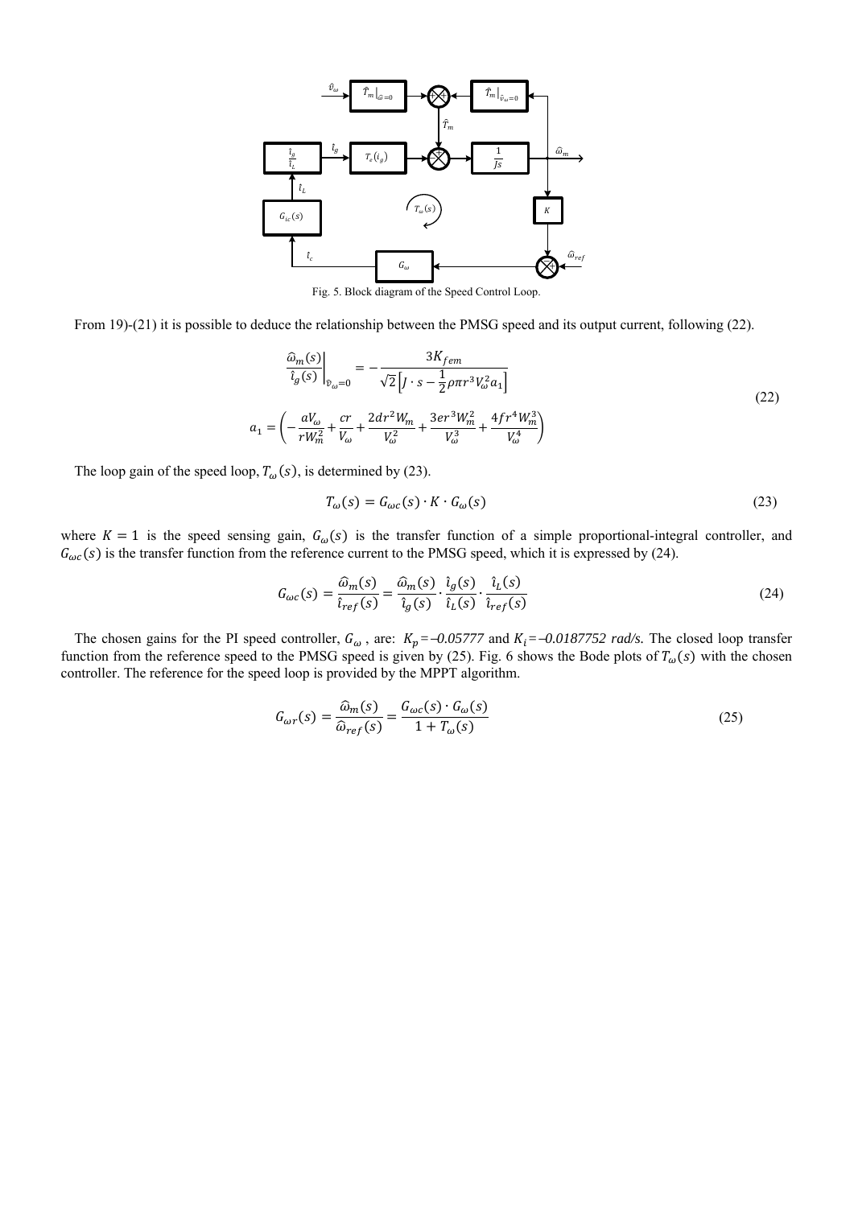Fig. 5. Block diagram of the Speed Control Loop.

From 19)-(21) it is possible to deduce the relationship between the PMSG speed and its output current, following (22).

$$
\left.\frac{\widehat{\omega}_m(s)}{\hat{\imath}_g(s)}\right|_{\hat{v}_\omega=0} = -\frac{3K_{fem}}{\sqrt{2}\left[J\cdot s-\frac{1}{2}\rho\pi r^3 V_\omega^2 a_1\right]}
$$

$$
a_1=\left(-\frac{aV_\omega}{rW_m^2}+\frac{cr}{V_\omega}+\frac{2dr^2W_m}{V_\omega^2}+\frac{3er^3W_m^2}{V_\omega^3}+\frac{4fr^4W_m^3}{V_\omega^4}\right) \tag{22}
$$

The loop gain of the speed loop, $T_\omega(s)$, is determined by (23).

$$
T_\omega(s)=G_{\omega c}(s)\cdot K\cdot G_\omega(s) \tag{23}
$$

where $K=1$ is the speed sensing gain, $G_\omega(s)$ is the transfer function of a simple proportional-integral controller, and $G_{\omega c}(s)$ is the transfer function from the reference current to the PMSG speed, which it is expressed by (24).

$$
G_{\omega c}(s)=\frac{\widehat{\omega}_m(s)}{\hat{\imath}_{ref}(s)}=\frac{\widehat{\omega}_m(s)}{\hat{\imath}_g(s)}\cdot\frac{\hat{\imath}_g(s)}{\hat{\imath}_L(s)}\cdot\frac{\hat{\imath}_L(s)}{\hat{\imath}_{ref}(s)} \tag{24}
$$

The chosen gains for the PI speed controller, $G_\omega$, are: $K_p=-0.05777$ and $K_i=-0.0187752$ *rad/s.* The closed loop transfer function from the reference speed to the PMSG speed is given by (25). Fig. 6 shows the Bode plots of $T_\omega(s)$ with the chosen controller. The reference for the speed loop is provided by the MPPT algorithm.

$$
G_{\omega r}(s)=\frac{\widehat{\omega}_m(s)}{\widehat{\omega}_{ref}(s)}=\frac{G_{\omega c}(s)\cdot G_\omega(s)}{1+T_\omega(s)} \tag{25}
$$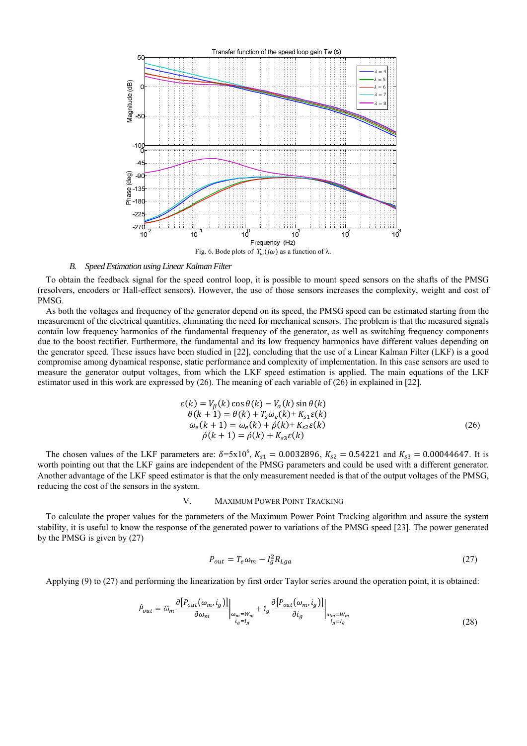Fig. 6. Bode plots of $T_\omega(j\omega)$ as a function of λ.

### *B. Speed Estimation using Linear Kalman Filter*

To obtain the feedback signal for the speed control loop, it is possible to mount speed sensors on the shafts of the PMSG (resolvers, encoders or Hall-effect sensors). However, the use of those sensors increases the complexity, weight and cost of PMSG.

As both the voltages and frequency of the generator depend on its speed, the PMSG speed can be estimated starting from the measurement of the electrical quantities, eliminating the need for mechanical sensors. The problem is that the measured signals contain low frequency harmonics of the fundamental frequency of the generator, as well as switching frequency components due to the boost rectifier. Furthermore, the fundamental and its low frequency harmonics have different values depending on the generator speed. These issues have been studied in [22], concluding that the use of a Linear Kalman Filter (LKF) is a good compromise among dynamical response, static performance and complexity of implementation. In this case sensors are used to measure the generator output voltages, from which the LKF speed estimation is applied. The main equations of the LKF estimator used in this work are expressed by (26). The meaning of each variable of (26) in explained in [22].

$$
\begin{aligned}
\varepsilon(k) &= V_\beta(k)\cos\theta(k) - V_\alpha(k)\sin\theta(k) \\
\theta(k+1) &= \theta(k) + T_s\omega_e(k) + K_{s1}\varepsilon(k) \\
\omega_e(k+1) &= \omega_e(k) + \acute{\rho}(k) + K_{s2}\varepsilon(k) \\
\acute{\rho}(k+1) &= \acute{\rho}(k) + K_{s3}\varepsilon(k)
\end{aligned}
\tag{26}
$$

The chosen values of the LKF parameters are: $\delta$=5x10$^6$, $K_{s1} = 0.0032896$, $K_{s2} = 0.54221$ and $K_{s3} = 0.00044647$. It is worth pointing out that the LKF gains are independent of the PMSG parameters and could be used with a different generator. Another advantage of the LKF speed estimator is that the only measurement needed is that of the output voltages of the PMSG, reducing the cost of the sensors in the system.

## V. MAXIMUM POWER POINT TRACKING

To calculate the proper values for the parameters of the Maximum Power Point Tracking algorithm and assure the system stability, it is useful to know the response of the generated power to variations of the PMSG speed [23]. The power generated by the PMSG is given by (27)

$$
P_{out} = T_e\omega_m - I_g^2 R_{Lga} \tag{27}
$$

Applying (9) to (27) and performing the linearization by first order Taylor series around the operation point, it is obtained:

$$
\hat{P}_{out} = \hat{\omega}_m \left.\frac{\partial\left[P_{out}(\omega_m, i_g)\right]}{\partial\omega_m}\right|_{\substack{\omega_m=W_m \\ i_g=I_g}} + \hat{\imath}_g \left.\frac{\partial\left[P_{out}(\omega_m, i_g)\right]}{\partial i_g}\right|_{\substack{\omega_m=W_m \\ i_g=I_g}} \tag{28}
$$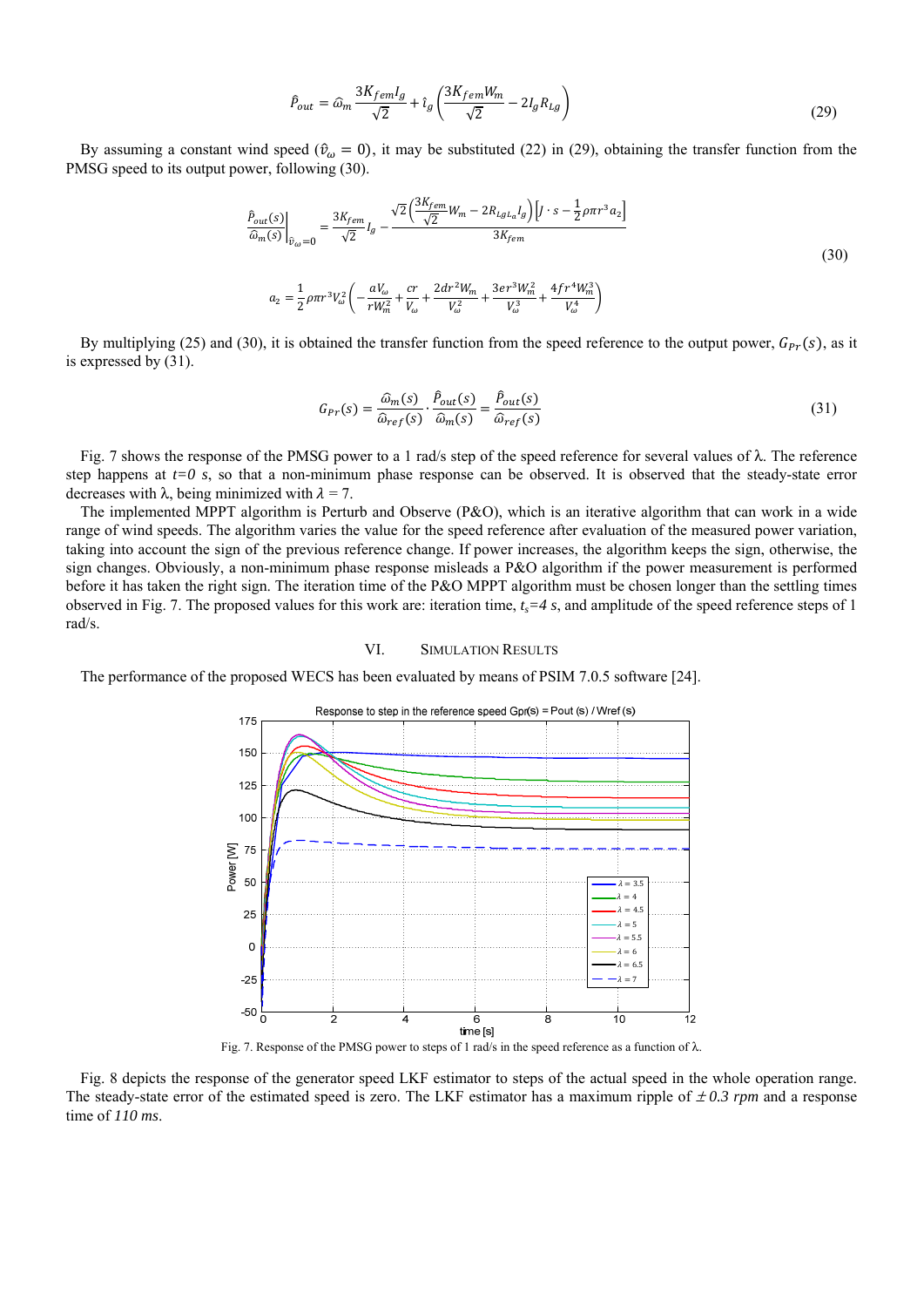$$\hat{P}_{out} = \hat{\omega}_m \frac{3K_{fem}I_g}{\sqrt{2}} + \hat{\imath}_g \left( \frac{3K_{fem}W_m}{\sqrt{2}} - 2I_g R_{Lg} \right) \tag{29}$$

By assuming a constant wind speed ($\hat{v}_\omega = 0$), it may be substituted (22) in (29), obtaining the transfer function from the PMSG speed to its output power, following (30).

$$\left. \frac{\hat{P}_{out}(s)}{\hat{\omega}_m(s)} \right|_{\hat{v}_\omega = 0} = \frac{3K_{fem}}{\sqrt{2}} I_g - \frac{\sqrt{2}\left( \frac{3K_{fem}}{\sqrt{2}} W_m - 2R_{L_g L_a} I_g \right) \left[ J \cdot s - \frac{1}{2}\rho \pi r^3 a_2 \right]}{3K_{fem}}$$

$$a_2 = \frac{1}{2}\rho \pi r^3 V_\omega^2 \left( -\frac{aV_\omega}{rW_m^2} + \frac{cr}{V_\omega} + \frac{2dr^2 W_m}{V_\omega^2} + \frac{3er^3 W_m^2}{V_\omega^3} + \frac{4fr^4 W_m^3}{V_\omega^4} \right) \tag{30}$$

By multiplying (25) and (30), it is obtained the transfer function from the speed reference to the output power, $G_{Pr}(s)$, as it is expressed by (31).

$$G_{Pr}(s) = \frac{\hat{\omega}_m(s)}{\hat{\omega}_{ref}(s)} \cdot \frac{\hat{P}_{out}(s)}{\hat{\omega}_m(s)} = \frac{\hat{P}_{out}(s)}{\hat{\omega}_{ref}(s)} \tag{31}$$

Fig. 7 shows the response of the PMSG power to a 1 rad/s step of the speed reference for several values of λ. The reference step happens at *t=0 s*, so that a non-minimum phase response can be observed. It is observed that the steady-state error decreases with λ, being minimized with $\lambda = 7$.

The implemented MPPT algorithm is Perturb and Observe (P&O), which is an iterative algorithm that can work in a wide range of wind speeds. The algorithm varies the value for the speed reference after evaluation of the measured power variation, taking into account the sign of the previous reference change. If power increases, the algorithm keeps the sign, otherwise, the sign changes. Obviously, a non-minimum phase response misleads a P&O algorithm if the power measurement is performed before it has taken the right sign. The iteration time of the P&O MPPT algorithm must be chosen longer than the settling times observed in Fig. 7. The proposed values for this work are: iteration time, $t_s$=*4 s*, and amplitude of the speed reference steps of 1 rad/s.

## VI. Simulation Results

The performance of the proposed WECS has been evaluated by means of PSIM 7.0.5 software [24].

Fig. 7. Response of the PMSG power to steps of 1 rad/s in the speed reference as a function of λ.

Fig. 8 depicts the response of the generator speed LKF estimator to steps of the actual speed in the whole operation range. The steady-state error of the estimated speed is zero. The LKF estimator has a maximum ripple of *± 0.3 rpm* and a response time of *110 ms*.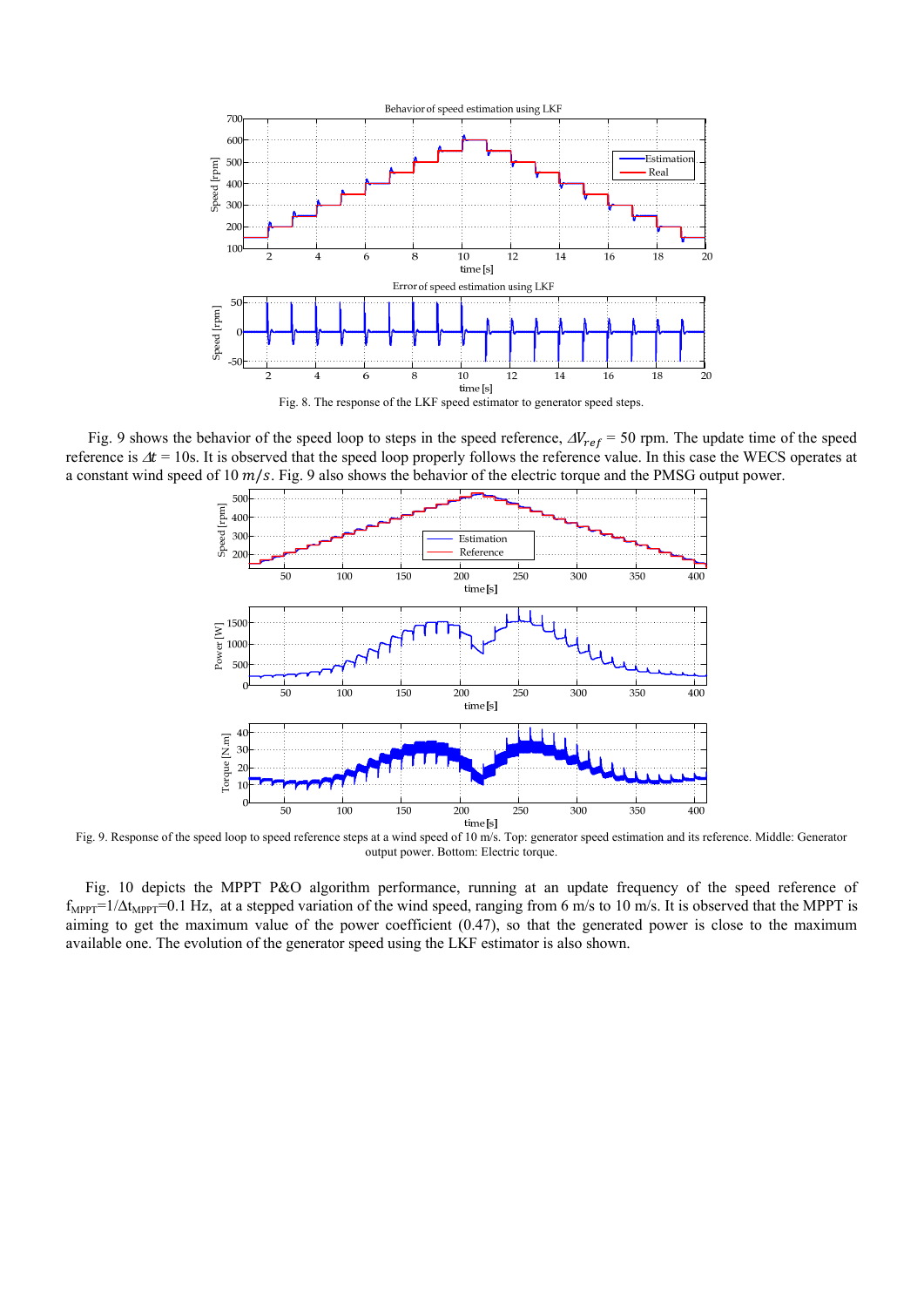Fig. 8. The response of the LKF speed estimator to generator speed steps.

Fig. 9 shows the behavior of the speed loop to steps in the speed reference, $\Delta V_{ref}$ = 50 rpm. The update time of the speed reference is $\Delta t$ = 10s. It is observed that the speed loop properly follows the reference value. In this case the WECS operates at a constant wind speed of 10 $m/s$. Fig. 9 also shows the behavior of the electric torque and the PMSG output power.

Fig. 9. Response of the speed loop to speed reference steps at a wind speed of 10 m/s. Top: generator speed estimation and its reference. Middle: Generator output power. Bottom: Electric torque.

Fig. 10 depicts the MPPT P&O algorithm performance, running at an update frequency of the speed reference of $f_{MPPT}=1/\Delta t_{MPPT}$=0.1 Hz, at a stepped variation of the wind speed, ranging from 6 m/s to 10 m/s. It is observed that the MPPT is aiming to get the maximum value of the power coefficient (0.47), so that the generated power is close to the maximum available one. The evolution of the generator speed using the LKF estimator is also shown.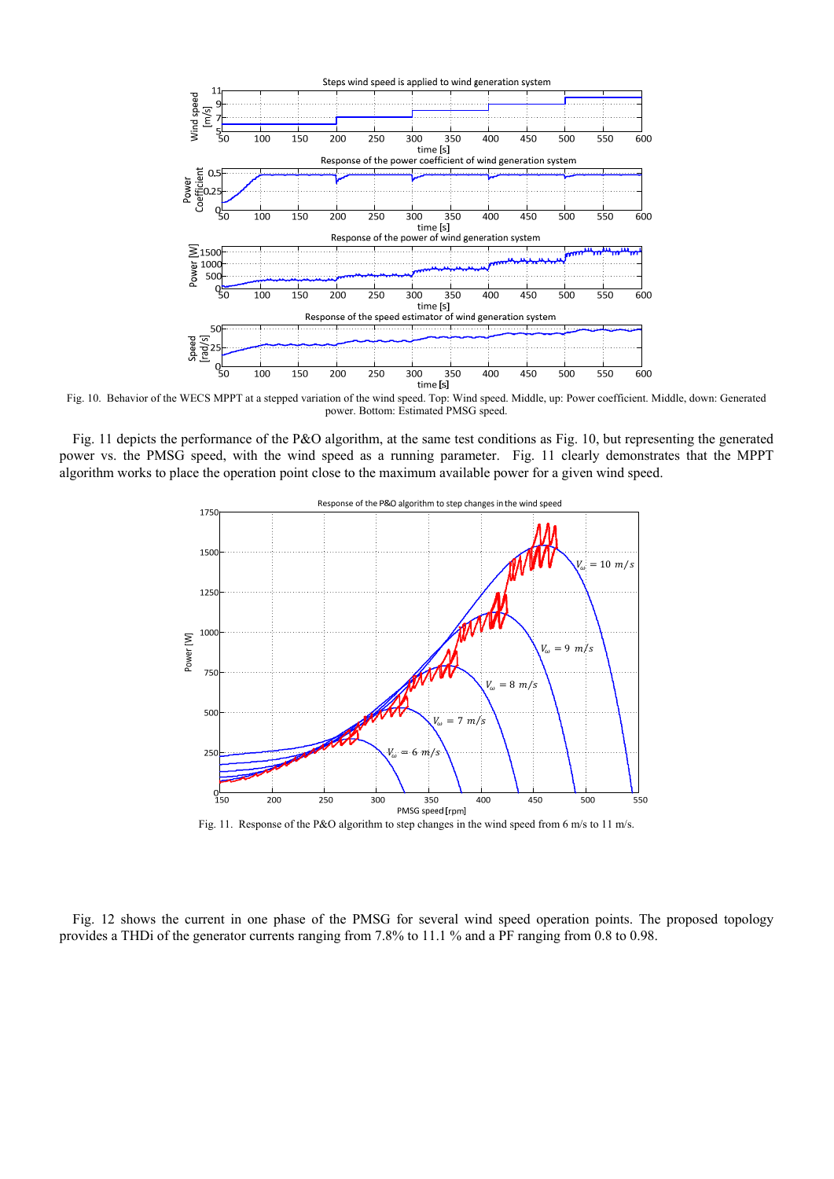Fig. 10. Behavior of the WECS MPPT at a stepped variation of the wind speed. Top: Wind speed. Middle, up: Power coefficient. Middle, down: Generated power. Bottom: Estimated PMSG speed.

Fig. 11 depicts the performance of the P&O algorithm, at the same test conditions as Fig. 10, but representing the generated power vs. the PMSG speed, with the wind speed as a running parameter. Fig. 11 clearly demonstrates that the MPPT algorithm works to place the operation point close to the maximum available power for a given wind speed.

Fig. 11. Response of the P&O algorithm to step changes in the wind speed from 6 m/s to 11 m/s.

Fig. 12 shows the current in one phase of the PMSG for several wind speed operation points. The proposed topology provides a THDi of the generator currents ranging from 7.8% to 11.1 % and a PF ranging from 0.8 to 0.98.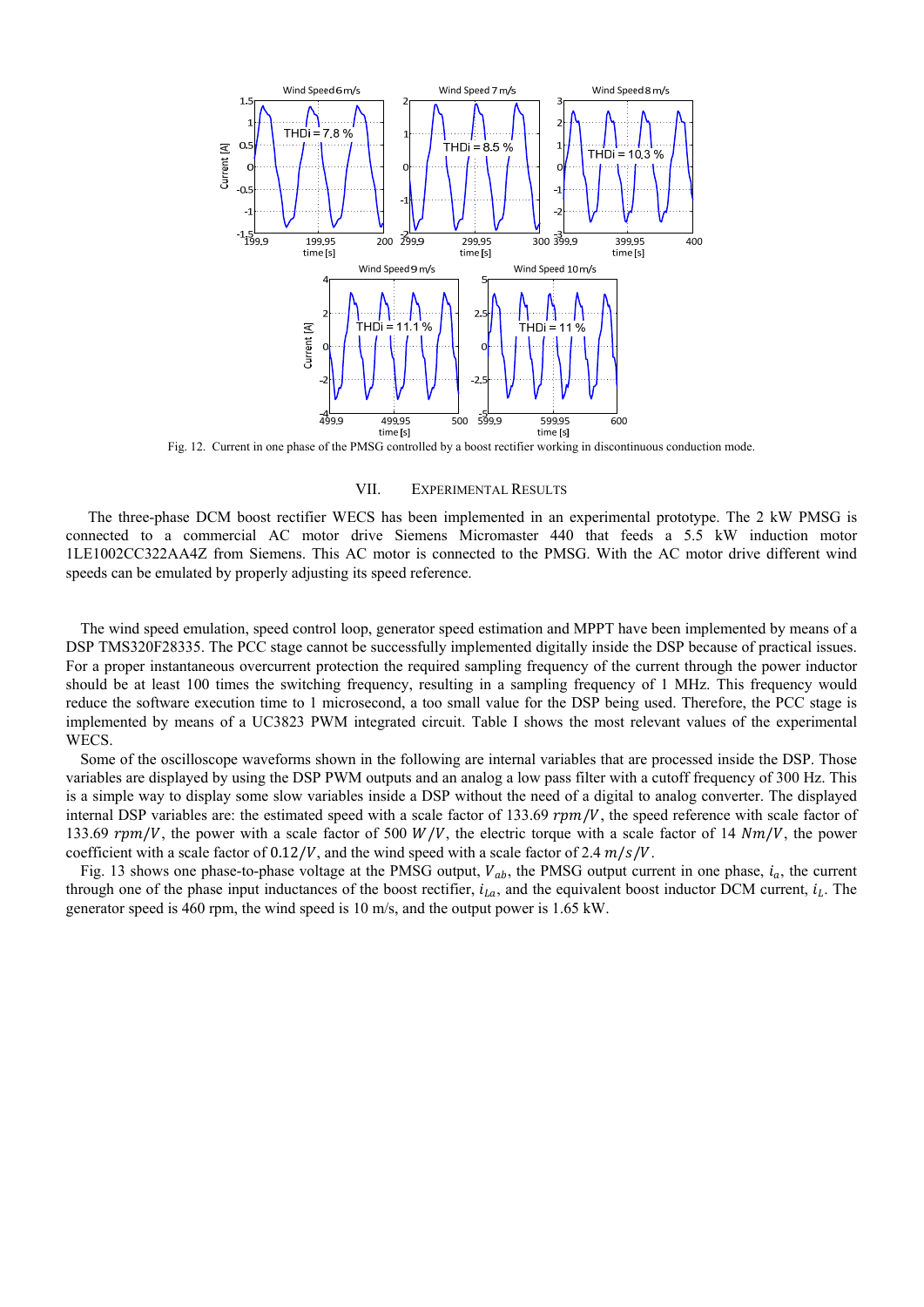Fig. 12. Current in one phase of the PMSG controlled by a boost rectifier working in discontinuous conduction mode.

## VII. Experimental Results

The three-phase DCM boost rectifier WECS has been implemented in an experimental prototype. The 2 kW PMSG is connected to a commercial AC motor drive Siemens Micromaster 440 that feeds a 5.5 kW induction motor 1LE1002CC322AA4Z from Siemens. This AC motor is connected to the PMSG. With the AC motor drive different wind speeds can be emulated by properly adjusting its speed reference.

The wind speed emulation, speed control loop, generator speed estimation and MPPT have been implemented by means of a DSP TMS320F28335. The PCC stage cannot be successfully implemented digitally inside the DSP because of practical issues. For a proper instantaneous overcurrent protection the required sampling frequency of the current through the power inductor should be at least 100 times the switching frequency, resulting in a sampling frequency of 1 MHz. This frequency would reduce the software execution time to 1 microsecond, a too small value for the DSP being used. Therefore, the PCC stage is implemented by means of a UC3823 PWM integrated circuit. Table I shows the most relevant values of the experimental WECS.

Some of the oscilloscope waveforms shown in the following are internal variables that are processed inside the DSP. Those variables are displayed by using the DSP PWM outputs and an analog a low pass filter with a cutoff frequency of 300 Hz. This is a simple way to display some slow variables inside a DSP without the need of a digital to analog converter. The displayed internal DSP variables are: the estimated speed with a scale factor of 133.69 $rpm/V$, the speed reference with scale factor of 133.69 $rpm/V$, the power with a scale factor of 500 $W/V$, the electric torque with a scale factor of 14 $Nm/V$, the power coefficient with a scale factor of $0.12/V$, and the wind speed with a scale factor of 2.4 $m/s/V$.

Fig. 13 shows one phase-to-phase voltage at the PMSG output, $V_{ab}$, the PMSG output current in one phase, $i_a$, the current through one of the phase input inductances of the boost rectifier, $i_{La}$, and the equivalent boost inductor DCM current, $i_L$. The generator speed is 460 rpm, the wind speed is 10 m/s, and the output power is 1.65 kW.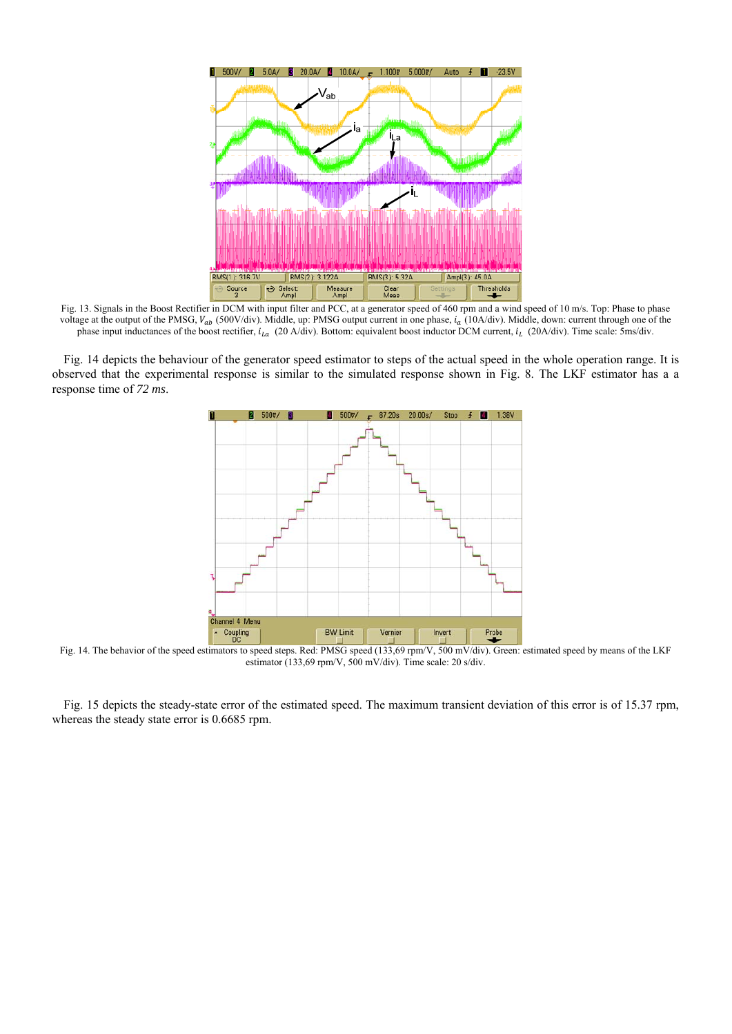Fig. 13. Signals in the Boost Rectifier in DCM with input filter and PCC, at a generator speed of 460 rpm and a wind speed of 10 m/s. Top: Phase to phase voltage at the output of the PMSG, $V_{ab}$ (500V/div). Middle, up: PMSG output current in one phase, $i_a$ (10A/div). Middle, down: current through one of the phase input inductances of the boost rectifier, $i_{La}$ (20 A/div). Bottom: equivalent boost inductor DCM current, $i_L$ (20A/div). Time scale: 5ms/div.

Fig. 14 depicts the behaviour of the generator speed estimator to steps of the actual speed in the whole operation range. It is observed that the experimental response is similar to the simulated response shown in Fig. 8. The LKF estimator has a a response time of *72 ms*.

Fig. 14. The behavior of the speed estimators to speed steps. Red: PMSG speed (133,69 rpm/V, 500 mV/div). Green: estimated speed by means of the LKF estimator (133,69 rpm/V, 500 mV/div). Time scale: 20 s/div.

Fig. 15 depicts the steady-state error of the estimated speed. The maximum transient deviation of this error is of 15.37 rpm, whereas the steady state error is 0.6685 rpm.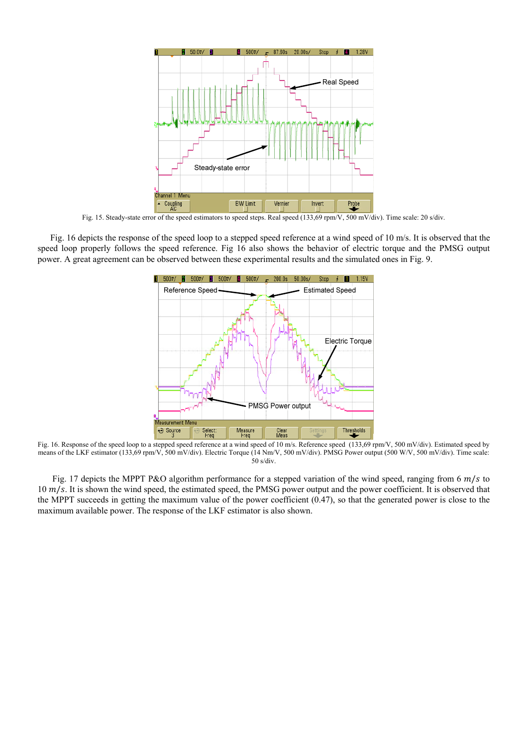Fig. 15. Steady-state error of the speed estimators to speed steps. Real speed (133,69 rpm/V, 500 mV/div). Time scale: 20 s/div.

Fig. 16 depicts the response of the speed loop to a stepped speed reference at a wind speed of 10 m/s. It is observed that the speed loop properly follows the speed reference. Fig 16 also shows the behavior of electric torque and the PMSG output power. A great agreement can be observed between these experimental results and the simulated ones in Fig. 9.

Fig. 16. Response of the speed loop to a stepped speed reference at a wind speed of 10 m/s. Reference speed (133,69 rpm/V, 500 mV/div). Estimated speed by means of the LKF estimator (133,69 rpm/V, 500 mV/div). Electric Torque (14 Nm/V, 500 mV/div). PMSG Power output (500 W/V, 500 mV/div). Time scale: 50 s/div.

Fig. 17 depicts the MPPT P&O algorithm performance for a stepped variation of the wind speed, ranging from 6 $m/s$ to 10 $m/s$. It is shown the wind speed, the estimated speed, the PMSG power output and the power coefficient. It is observed that the MPPT succeeds in getting the maximum value of the power coefficient (0.47), so that the generated power is close to the maximum available power. The response of the LKF estimator is also shown.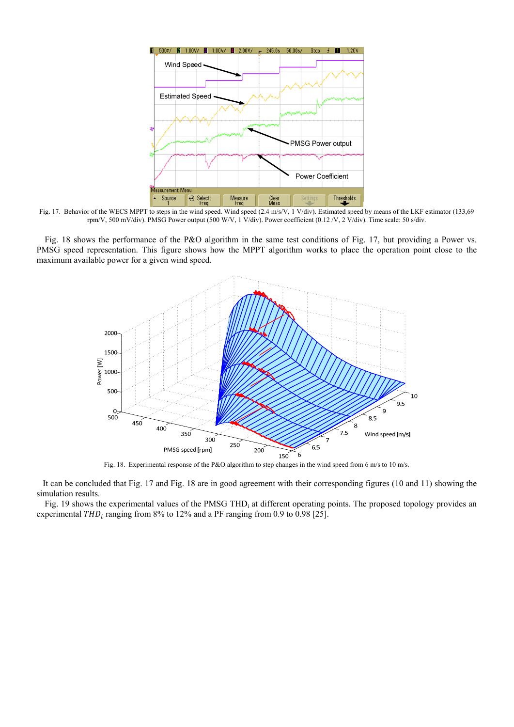Fig. 17. Behavior of the WECS MPPT to steps in the wind speed. Wind speed (2.4 m/s/V, 1 V/div). Estimated speed by means of the LKF estimator (133,69 rpm/V, 500 mV/div). PMSG Power output (500 W/V, 1 V/div). Power coefficient (0.12 /V, 2 V/div). Time scale: 50 s/div.

Fig. 18 shows the performance of the P&O algorithm in the same test conditions of Fig. 17, but providing a Power vs. PMSG speed representation. This figure shows how the MPPT algorithm works to place the operation point close to the maximum available power for a given wind speed.

Fig. 18. Experimental response of the P&O algorithm to step changes in the wind speed from 6 m/s to 10 m/s.

It can be concluded that Fig. 17 and Fig. 18 are in good agreement with their corresponding figures (10 and 11) showing the simulation results.

Fig. 19 shows the experimental values of the PMSG $THD_i$ at different operating points. The proposed topology provides an experimental $THD_i$ ranging from 8% to 12% and a PF ranging from 0.9 to 0.98 [25].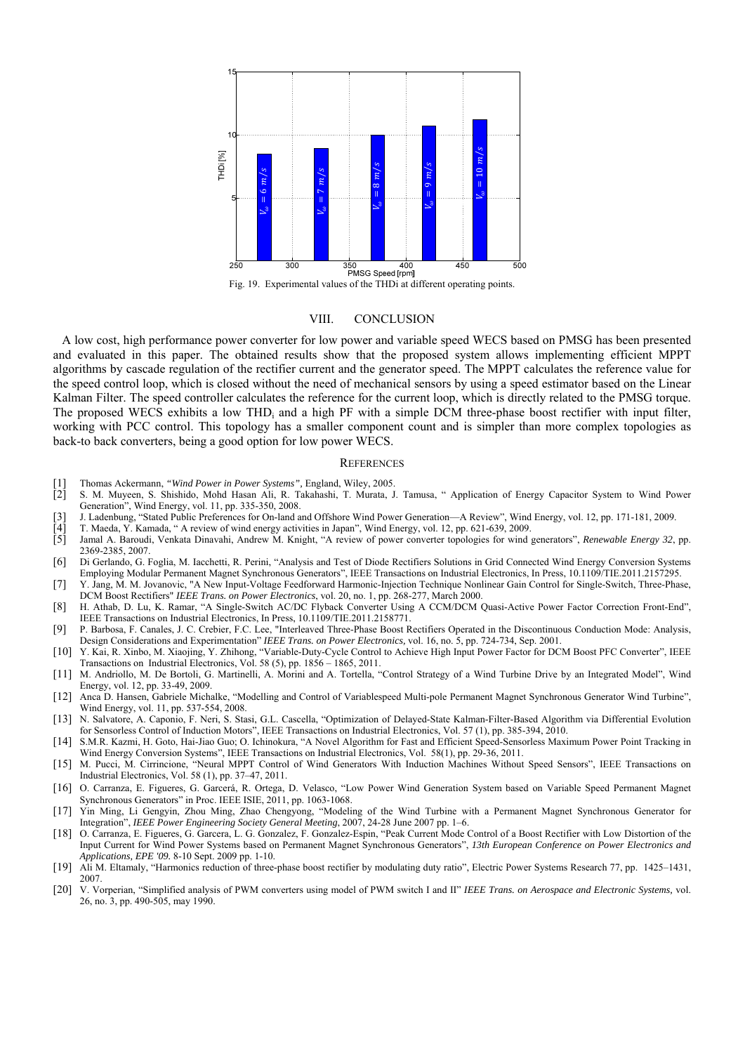Fig. 19. Experimental values of the THDi at different operating points.

## VIII. CONCLUSION

A low cost, high performance power converter for low power and variable speed WECS based on PMSG has been presented and evaluated in this paper. The obtained results show that the proposed system allows implementing efficient MPPT algorithms by cascade regulation of the rectifier current and the generator speed. The MPPT calculates the reference value for the speed control loop, which is closed without the need of mechanical sensors by using a speed estimator based on the Linear Kalman Filter. The speed controller calculates the reference for the current loop, which is directly related to the PMSG torque. The proposed WECS exhibits a low $THD_i$ and a high PF with a simple DCM three-phase boost rectifier with input filter, working with PCC control. This topology has a smaller component count and is simpler than more complex topologies as back-to back converters, being a good option for low power WECS.

## REFERENCES

[1] Thomas Ackermann, *"Wind Power in Power Systems"*, England, Wiley, 2005.

[2] S. M. Muyeen, S. Shishido, Mohd Hasan Ali, R. Takahashi, T. Murata, J. Tamusa, " Application of Energy Capacitor System to Wind Power Generation", Wind Energy, vol. 11, pp. 335-350, 2008.

[3] J. Ladenbung, "Stated Public Preferences for On-land and Offshore Wind Power Generation—A Review", Wind Energy, vol. 12, pp. 171-181, 2009.

[4] T. Maeda, Y. Kamada, " A review of wind energy activities in Japan", Wind Energy, vol. 12, pp. 621-639, 2009.

[5] Jamal A. Baroudi, Venkata Dinavahi, Andrew M. Knight, "A review of power converter topologies for wind generators", *Renewable Energy 32*, pp. 2369-2385, 2007.

[6] Di Gerlando, G. Foglia, M. Iacchetti, R. Perini, "Analysis and Test of Diode Rectifiers Solutions in Grid Connected Wind Energy Conversion Systems Employing Modular Permanent Magnet Synchronous Generators", IEEE Transactions on Industrial Electronics, In Press, 10.1109/TIE.2011.2157295.

[7] Y. Jang, M. M. Jovanovic, "A New Input-Voltage Feedforward Harmonic-Injection Technique Nonlinear Gain Control for Single-Switch, Three-Phase, DCM Boost Rectifiers" *IEEE Trans. on Power Electronics*, vol. 20, no. 1, pp. 268-277, March 2000.

[8] H. Athab, D. Lu, K. Ramar, "A Single-Switch AC/DC Flyback Converter Using A CCM/DCM Quasi-Active Power Factor Correction Front-End", IEEE Transactions on Industrial Electronics, In Press, 10.1109/TIE.2011.2158771.

[9] P. Barbosa, F. Canales, J. C. Crebier, F.C. Lee, "Interleaved Three-Phase Boost Rectifiers Operated in the Discontinuous Conduction Mode: Analysis, Design Considerations and Experimentation" *IEEE Trans. on Power Electronics,* vol. 16, no. 5, pp. 724-734, Sep. 2001.

[10] Y. Kai, R. Xinbo, M. Xiaojing, Y. Zhihong, "Variable-Duty-Cycle Control to Achieve High Input Power Factor for DCM Boost PFC Converter", IEEE Transactions on Industrial Electronics, Vol. 58 (5), pp. 1856 – 1865, 2011.

[11] M. Andriollo, M. De Bortoli, G. Martinelli, A. Morini and A. Tortella, "Control Strategy of a Wind Turbine Drive by an Integrated Model", Wind Energy, vol. 12, pp. 33-49, 2009.

[12] Anca D. Hansen, Gabriele Michalke, "Modelling and Control of Variablespeed Multi-pole Permanent Magnet Synchronous Generator Wind Turbine", Wind Energy, vol. 11, pp. 537-554, 2008.

[13] N. Salvatore, A. Caponio, F. Neri, S. Stasi, G.L. Cascella, "Optimization of Delayed-State Kalman-Filter-Based Algorithm via Differential Evolution for Sensorless Control of Induction Motors", IEEE Transactions on Industrial Electronics, Vol. 57 (1), pp. 385-394, 2010.

[14] S.M.R. Kazmi, H. Goto, Hai-Jiao Guo; O. Ichinokura, "A Novel Algorithm for Fast and Efficient Speed-Sensorless Maximum Power Point Tracking in Wind Energy Conversion Systems", IEEE Transactions on Industrial Electronics, Vol. 58(1), pp. 29-36, 2011.

[15] M. Pucci, M. Cirrincione, "Neural MPPT Control of Wind Generators With Induction Machines Without Speed Sensors", IEEE Transactions on Industrial Electronics, Vol. 58 (1), pp. 37–47, 2011.

[16] O. Carranza, E. Figueres, G. Garcerá, R. Ortega, D. Velasco, "Low Power Wind Generation System based on Variable Speed Permanent Magnet Synchronous Generators" in Proc. IEEE ISIE, 2011, pp. 1063-1068.

[17] Yin Ming, Li Gengyin, Zhou Ming, Zhao Chengyong, "Modeling of the Wind Turbine with a Permanent Magnet Synchronous Generator for Integration", *IEEE Power Engineering Society General Meeting*, 2007, 24-28 June 2007 pp. 1–6.

[18] O. Carranza, E. Figueres, G. Garcera, L. G. Gonzalez, F. Gonzalez-Espin, "Peak Current Mode Control of a Boost Rectifier with Low Distortion of the Input Current for Wind Power Systems based on Permanent Magnet Synchronous Generators", *13th European Conference on Power Electronics and Applications, EPE '09.* 8-10 Sept. 2009 pp. 1-10.

[19] Ali M. Eltamaly, "Harmonics reduction of three-phase boost rectifier by modulating duty ratio", Electric Power Systems Research 77, pp. 1425–1431, 2007.

[20] V. Vorperian, "Simplified analysis of PWM converters using model of PWM switch I and II" *IEEE Trans. on Aerospace and Electronic Systems,* vol. 26, no. 3, pp. 490-505, may 1990.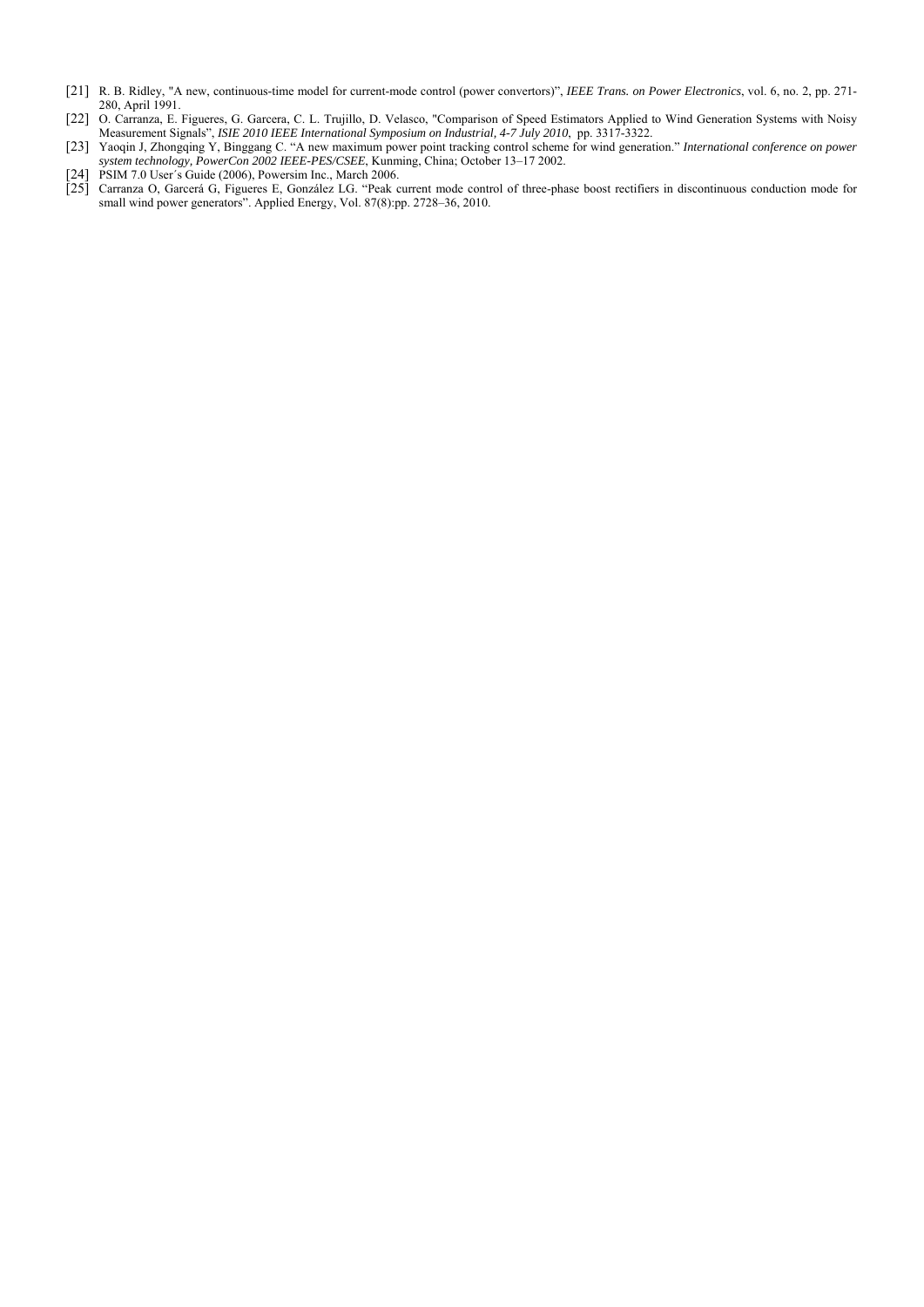[21] R. B. Ridley, "A new, continuous-time model for current-mode control (power convertors)", *IEEE Trans. on Power Electronics*, vol. 6, no. 2, pp. 271-280, April 1991.

[22] O. Carranza, E. Figueres, G. Garcera, C. L. Trujillo, D. Velasco, "Comparison of Speed Estimators Applied to Wind Generation Systems with Noisy Measurement Signals", *ISIE 2010 IEEE International Symposium on Industrial, 4-7 July 2010*, pp. 3317-3322.

[23] Yaoqin J, Zhongqing Y, Binggang C. "A new maximum power point tracking control scheme for wind generation." *International conference on power system technology, PowerCon 2002 IEEE-PES/CSEE*, Kunming, China; October 13–17 2002.

[24] PSIM 7.0 User´s Guide (2006), Powersim Inc., March 2006.

[25] Carranza O, Garcerá G, Figueres E, González LG. "Peak current mode control of three-phase boost rectifiers in discontinuous conduction mode for small wind power generators". Applied Energy, Vol. 87(8):pp. 2728–36, 2010.